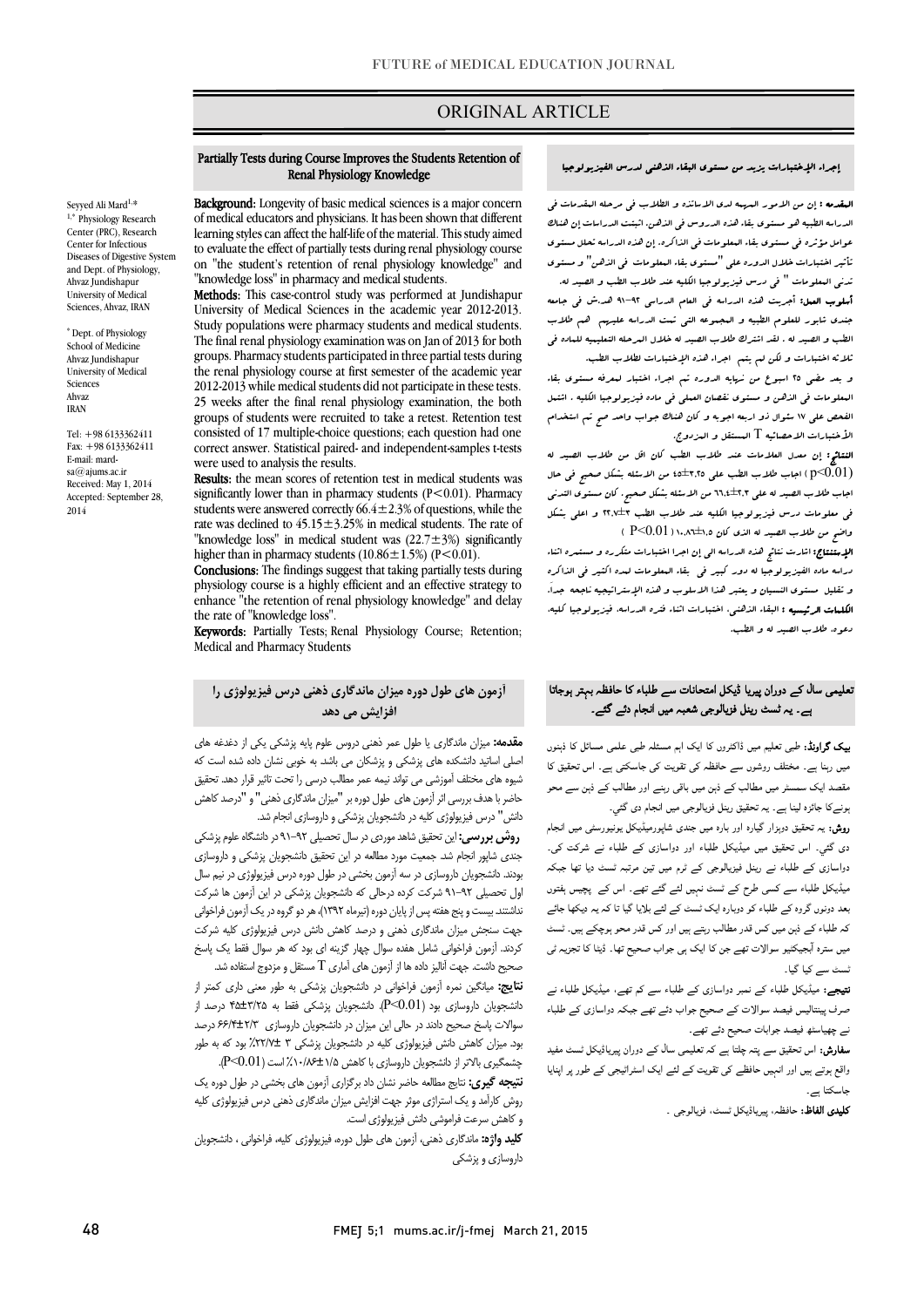ORIGINAL ARTICLE

# Partially Tests during Course Improves the Students Retention of Renal Physiology Knowledge

Seyyed Ali Mard[1,*]

[1,*] Physiology Research Center (PRC), Research Center for Infectious Diseases of Digestive System and Dept. of Physiology, Ahvaz Jundishapur University of Medical Sciences, Ahvaz, IRAN

[*] Dept. of Physiology School of Medicine Ahvaz Jundishapur University of Medical Sciences Ahvaz IRAN

Tel: +98 6133362411
Fax: +98 6133362411
E-mail: mard-sa@ajums.ac.ir
Received: May 1, 2014
Accepted: September 28, 2014

**Background:** Longevity of basic medical sciences is a major concern of medical educators and physicians. It has been shown that different learning styles can affect the half-life of the material. This study aimed to evaluate the effect of partially tests during renal physiology course on "the student's retention of renal physiology knowledge" and "knowledge loss" in pharmacy and medical students.

**Methods:** This case-control study was performed at Jundishapur University of Medical Sciences in the academic year 2012-2013. Study populations were pharmacy students and medical students. The final renal physiology examination was on Jan of 2013 for both groups. Pharmacy students participated in three partial tests during the renal physiology course at first semester of the academic year 2012-2013 while medical students did not participate in these tests. 25 weeks after the final renal physiology examination, the both groups of students were recruited to take a retest. Retention test consisted of 17 multiple-choice questions; each question had one correct answer. Statistical paired- and independent-samples t-tests were used to analysis the results.

**Results:** the mean scores of retention test in medical students was significantly lower than in pharmacy students ($P<0.01$). Pharmacy students were answered correctly $66.4\pm2.3\%$ of questions, while the rate was declined to $45.15\pm3.25\%$ in medical students. The rate of "knowledge loss" in medical student was ($22.7\pm3\%$) significantly higher than in pharmacy students ($10.86\pm1.5\%$) ($P<0.01$).

**Conclusions:** The findings suggest that taking partially tests during physiology course is a highly efficient and an effective strategy to enhance "the retention of renal physiology knowledge" and delay the rate of "knowledge loss".

**Keywords:** Partially Tests; Renal Physiology Course; Retention; Medical and Pharmacy Students

## إجراء الإختبارات يزيد من مستوى البقاء الذهني لدرس الفيزيولوجيا

**المقدمه :** إن من الامور المهمه لدى الاساتذه و الطلاب فى مرحله المقدمات فى الدراسه الطبيه هو مستوى بقاء هذه الدروس فى الذهن. اثبتت الدراسات إن هناك عوامل مؤثره فى مستوى بقاء المعلومات فى الذاكره. إن هذه الدراسه تحلل مستوى تأثير اختبارات خلال الدوره على "مستوى بقاء المعلومات فى الذهن" و مستوى تدنى المعلومات " فى درس فيزيولوجيا الكليه عند طلاب الطب و الصيد له.

**أسلوب العمل:** أجريت هذه الدراسه فى العام الدراسى ٩٢-٩١ هد.ش فى جامعه جندى شابور للعلوم الطبيه و المجموعه التى تمت الدراسه عليهم هم طلاب الطب و الصيد له . لقد اشترك طلاب الصيد له خلال المرحله التعليميه للماده فى ثلاثه اختبارات و لكن لم يتم اجراء هذه الإختبارات لطلاب الطب.

و بعد مضى ٢٥ اسبوع من نهايه الدوره تم اجراء اختبار لمعرفه مستوى بقاء المعلومات فى الذهن و مستوى نقصان العلمى فى ماده فيزيولوجيا الكليه . اشتمل الفحص على ١٧ سؤال ذو اربعه اجوبه و كان هناك جواب واحد صح تم استخدام الأختبارات الاحصائيه T المستقل و المزدوج.

**النتائج:** إن معدل العلامات عند طلاب الطب كان اقل من طلاب الصيد له (p<0.01) اجاب طلاب الطب على ٣،٢٥±٤٥ من الاسئله بشكل صحيح فى حال اجاب طلاب الصيد له على ٢،٣±٦٦،٤ من الاسئله بشكل صحيح. كان مستوى التدنى فى معلومات درس فيزيولوجيا الكليه عند طلاب الطب ٣±٢٢،٧ و اعلى بشكل واضح من طلاب الصيد له الذى كان ١،٥±١٠،٨٦ ( P<0.01 )

**الإستنتاج:** اشارت نتائج هذه الدراسه الى إن اجرا اختبارات متكرره و مستمره اثناء دراسه ماده الفيزيولوجيا له دور كبير فى بقاء المعلومات لمده اكثر فى الذاكره و تقليل مستوى النسيان و يعتبر هذا الاسلوب و هذه الإستراتيجيه ناجحه جداً.

**الكلمات الرئيسيه :** البقاء الذهنى، اختبارات اثناء فتره الدراسه، فيزيولوجيا كليه، دعوه، طلاب الصيد له و الطب.

## آزمون های طول دوره میزان ماندگاری ذهنی درس فیزیولوژی را افزایش می دهد

**مقدمه:** میزان ماندگاری یا طول عمر ذهنی دروس علوم پایه پزشکی یکی از دغدغه های اصلی اساتید دانشکده های پزشکی و پزشکان می باشد به خوبی نشان داده شده است که شیوه های مختلف آموزشی می تواند نیمه عمر مطالب درسی را تحت تاثیر قرار دهد. تحقیق حاضر با هدف بررسی اثر آزمون های طول دوره بر "میزان ماندگاری ذهنی" و "درصد کاهش دانش" درس فیزیولوژی کلیه در دانشجویان پزشکی و داروسازی انجام شد.

**روش بررسی:** این تحقیق شاهد موردی در سال تحصیلی ۹۲-۹۱ در دانشگاه علوم پزشکی جندی شاپور انجام شد. جمعیت مورد مطالعه در این تحقیق دانشجویان پزشکی و داروسازی بودند. دانشجویان داروسازی در سه آزمون بخشی در طول دوره درس فیزیولوژی در نیم سال اول تحصیلی ۹۲-۹۱ شرکت کرده درحالی که دانشجویان پزشکی در این آزمون ها شرکت نداشتند. بیست و پنج هفته پس از پایان دوره (تیرماه ۱۳۹۲)، هر دو گروه در یک آزمون فراخوانی جهت سنجش میزان ماندگاری ذهنی و درصد کاهش دانش درس فیزیولوژی کلیه شرکت کردند. آزمون فراخوانی شامل هفده سوال چهار گزینه ای بود که هر سوال فقط یک پاسخ صحیح داشت. جهت آنالیز داده ها از آزمون های آماری T مستقل و مزدوج استفاده شد.

**نتایج:** میانگین نمره آزمون فراخوانی در دانشجویان پزشکی به طور معنی داری کمتر از دانشجویان داروسازی بود (P<0.01). دانشجویان پزشکی فقط به ۳/۲۵±۴۵ درصد از سوالات پاسخ صحیح دادند در حالی این میزان در دانشجویان داروسازی ۲/۳±۶۶/۴ درصد بود. میزان کاهش دانش فیزیولوژی کلیه در دانشجوین پزشکی ۳ ±۲۲/۷٪ بود که به طور چشمگیری بالاتر از دانشجویان داروسازی با کاهش ۱/۵±۱۰/۸۶٪ است (P<0.01).

**نتیجه گیری:** نتایج مطالعه حاضر نشان داد برگزاری آزمون های بخشی در طول دوره یک روش کارآمد و یک استراتژی موثر جهت افزایش میزان ماندگاری ذهنی درس فیزیولوژی کلیه و کاهش سرعت فراموشی دانش فیزیولوژی است.

**کلید واژه:** ماندگاری ذهنی، آزمون های طول دوره، فیزیولوژی کلیه، فراخوانی ، دانشجویان داروسازی و پزشکی

## تعلیمی سال کے دوران پیریا ڈیکل امتحانات سے طلباء کا حافظہ بہتر ہوجاتا ہے۔ یہ ٹسٹ رینل فزیالوجی شعبہ میں انجام دئے گئے۔

**بیک گراونڈ:** طبی تعلیم میں ڈاکٹروں کا ایک اہم مسئلہ طبی علمی مسائل کا ذہنوں میں رہنا ہے۔ مختلف روشوں سے حافظہ کی تقویت کی جاسکتی ہے۔ اس تحقیق کا مقصد ایک سمسٹر میں طلباء کے ذہن میں باقی رہنے اور مطالب کے ذہن سے محو ہونےکا جائزہ لینا ہے۔ یہ تحقیق رینل فزیالوجی میں انجام دی گئی۔

**روش:** یہ تحقیق دوہزار گیارہ اور بارہ میں جندی شاپورمیڈیکل یونیورسٹی میں انجام دی گئي۔ اس تحقیق میں میڈیکل طلباء اور دواسازی کے طلباء نے شرکت کی۔ دواسازی کے طلباء نے رینل فیزیالوجی کے ٹرم میں تین مرتبہ ٹسٹ دیا تھا جبکہ میڈیکل طلباء سے کسی طرح کے ٹسٹ نہیں لئے گئے تھے۔ اس کے پچیس ہفتوں بعد دونوں گروہ کے طلباء کو دوبارہ ایک ٹسٹ کے لئے بلایا گیا تا کہ یہ دیکھا جائے کہ طلباء کے ذہن میں کس قدر مطالب رہتے ہیں اور کس قدر محو ہوچکے ہیں۔ ٹسٹ میں سترہ آبجیکٹیو سوالات تھے جن کا ایک ہی جواب صحیح تھا۔ ڈیٹا کا تجزیہ ٹی ٹسٹ سے کیا گیا۔

**نتیجے:** میڈیکل طلباء کے نمبر دواسازی کے طلباء سے کم تھے، میڈیکل طلباء نے صرف پینتالیس فیصد سوالات کے صحیح جواب دئے تھے جبکہ دواسازی کے طلباء نے چھیاسٹھ فیصد جوابات صحیح دئے تھے۔

**سفارش:** اس تحقیق سے پتہ چلتا ہے کہ تعلیمی سال کے دوران پیریاڈیکل ٹسٹ مفید واقع ہوتے ہیں اور انہیں حافظے کی تقویت کے لئے ایک اسٹراٹیجی کے طور پر اپنایا جاسکتا ہے۔

**کلیدی الفاظ:** حافظہ، پیریاڈیکل ٹسٹ، فزیالوجی ۔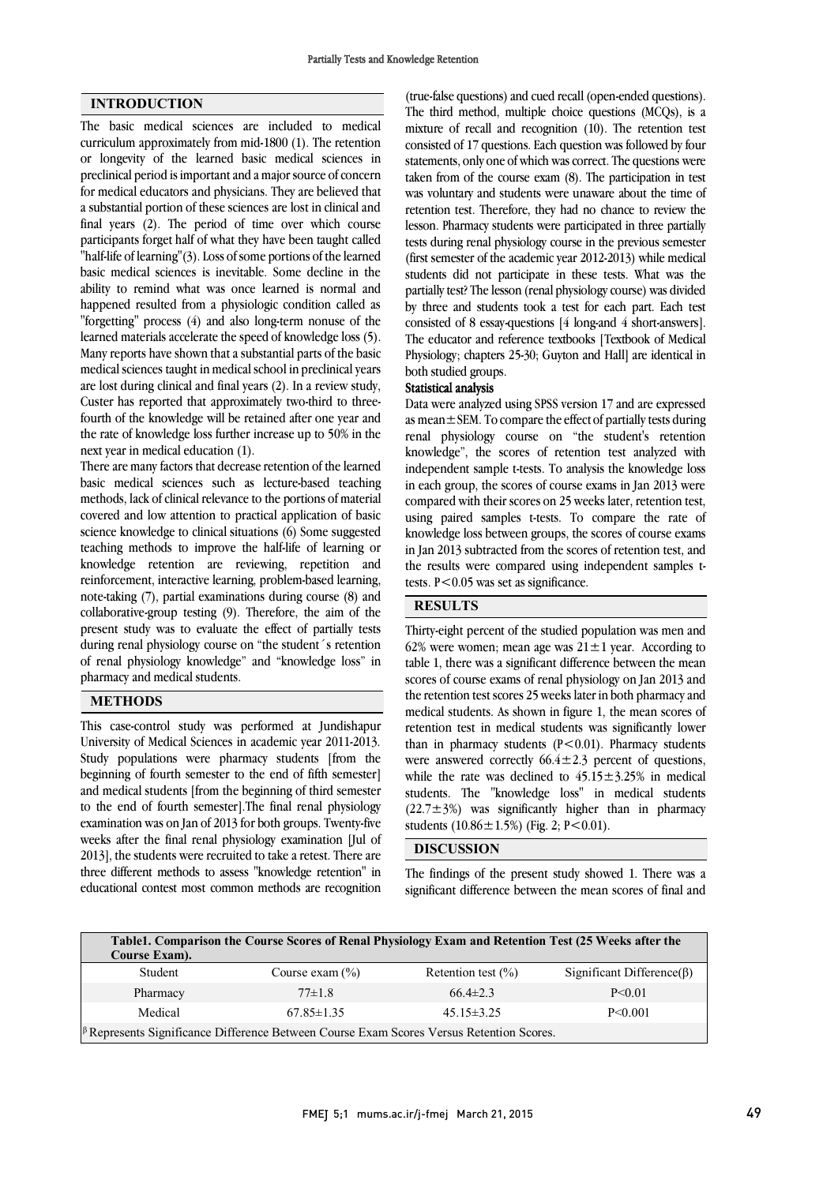## INTRODUCTION

The basic medical sciences are included to medical curriculum approximately from mid-1800 (1). The retention or longevity of the learned basic medical sciences in preclinical period is important and a major source of concern for medical educators and physicians. They are believed that a substantial portion of these sciences are lost in clinical and final years (2). The period of time over which course participants forget half of what they have been taught called "half-life of learning"(3). Loss of some portions of the learned basic medical sciences is inevitable. Some decline in the ability to remind what was once learned is normal and happened resulted from a physiologic condition called as "forgetting" process (4) and also long-term nonuse of the learned materials accelerate the speed of knowledge loss (5). Many reports have shown that a substantial parts of the basic medical sciences taught in medical school in preclinical years are lost during clinical and final years (2). In a review study, Custer has reported that approximately two-third to three-fourth of the knowledge will be retained after one year and the rate of knowledge loss further increase up to 50% in the next year in medical education (1).

There are many factors that decrease retention of the learned basic medical sciences such as lecture-based teaching methods, lack of clinical relevance to the portions of material covered and low attention to practical application of basic science knowledge to clinical situations (6) Some suggested teaching methods to improve the half-life of learning or knowledge retention are reviewing, repetition and reinforcement, interactive learning, problem-based learning, note-taking (7), partial examinations during course (8) and collaborative-group testing (9). Therefore, the aim of the present study was to evaluate the effect of partially tests during renal physiology course on "the student´s retention of renal physiology knowledge" and "knowledge loss" in pharmacy and medical students.

## METHODS

This case-control study was performed at Jundishapur University of Medical Sciences in academic year 2011-2013. Study populations were pharmacy students [from the beginning of fourth semester to the end of fifth semester] and medical students [from the beginning of third semester to the end of fourth semester].The final renal physiology examination was on Jan of 2013 for both groups. Twenty-five weeks after the final renal physiology examination [Jul of 2013], the students were recruited to take a retest. There are three different methods to assess "knowledge retention" in educational contest most common methods are recognition (true-false questions) and cued recall (open-ended questions). The third method, multiple choice questions (MCQs), is a mixture of recall and recognition (10). The retention test consisted of 17 questions. Each question was followed by four statements, only one of which was correct. The questions were taken from of the course exam (8). The participation in test was voluntary and students were unaware about the time of retention test. Therefore, they had no chance to review the lesson. Pharmacy students were participated in three partially tests during renal physiology course in the previous semester (first semester of the academic year 2012-2013) while medical students did not participate in these tests. What was the partially test? The lesson (renal physiology course) was divided by three and students took a test for each part. Each test consisted of 8 essay-questions [4 long-and 4 short-answers]. The educator and reference textbooks [Textbook of Medical Physiology; chapters 25-30; Guyton and Hall] are identical in both studied groups.

### Statistical analysis

Data were analyzed using SPSS version 17 and are expressed as mean ± SEM. To compare the effect of partially tests during renal physiology course on "the student's retention knowledge", the scores of retention test analyzed with independent sample t-tests. To analysis the knowledge loss in each group, the scores of course exams in Jan 2013 were compared with their scores on 25 weeks later, retention test, using paired samples t-tests. To compare the rate of knowledge loss between groups, the scores of course exams in Jan 2013 subtracted from the scores of retention test, and the results were compared using independent samples t-tests. $P<0.05$ was set as significance.

## RESULTS

Thirty-eight percent of the studied population was men and 62% were women; mean age was 21 ± 1 year. According to table 1, there was a significant difference between the mean scores of course exams of renal physiology on Jan 2013 and the retention test scores 25 weeks later in both pharmacy and medical students. As shown in figure 1, the mean scores of retention test in medical students was significantly lower than in pharmacy students ($P<0.01$). Pharmacy students were answered correctly 66.4 ± 2.3 percent of questions, while the rate was declined to 45.15 ± 3.25% in medical students. The "knowledge loss" in medical students (22.7 ± 3%) was significantly higher than in pharmacy students (10.86 ± 1.5%) (Fig. 2; $P<0.01$).

## DISCUSSION

The findings of the present study showed 1. There was a significant difference between the mean scores of final and

**Table1. Comparison the Course Scores of Renal Physiology Exam and Retention Test (25 Weeks after the Course Exam).**

| Student | Course exam (%) | Retention test (%) | Significant Difference(β) |
|---|---|---|---|
| Pharmacy | 77±1.8 | 66.4±2.3 | P<0.01 |
| Medical | 67.85±1.35 | 45.15±3.25 | P<0.001 |

β Represents Significance Difference Between Course Exam Scores Versus Retention Scores.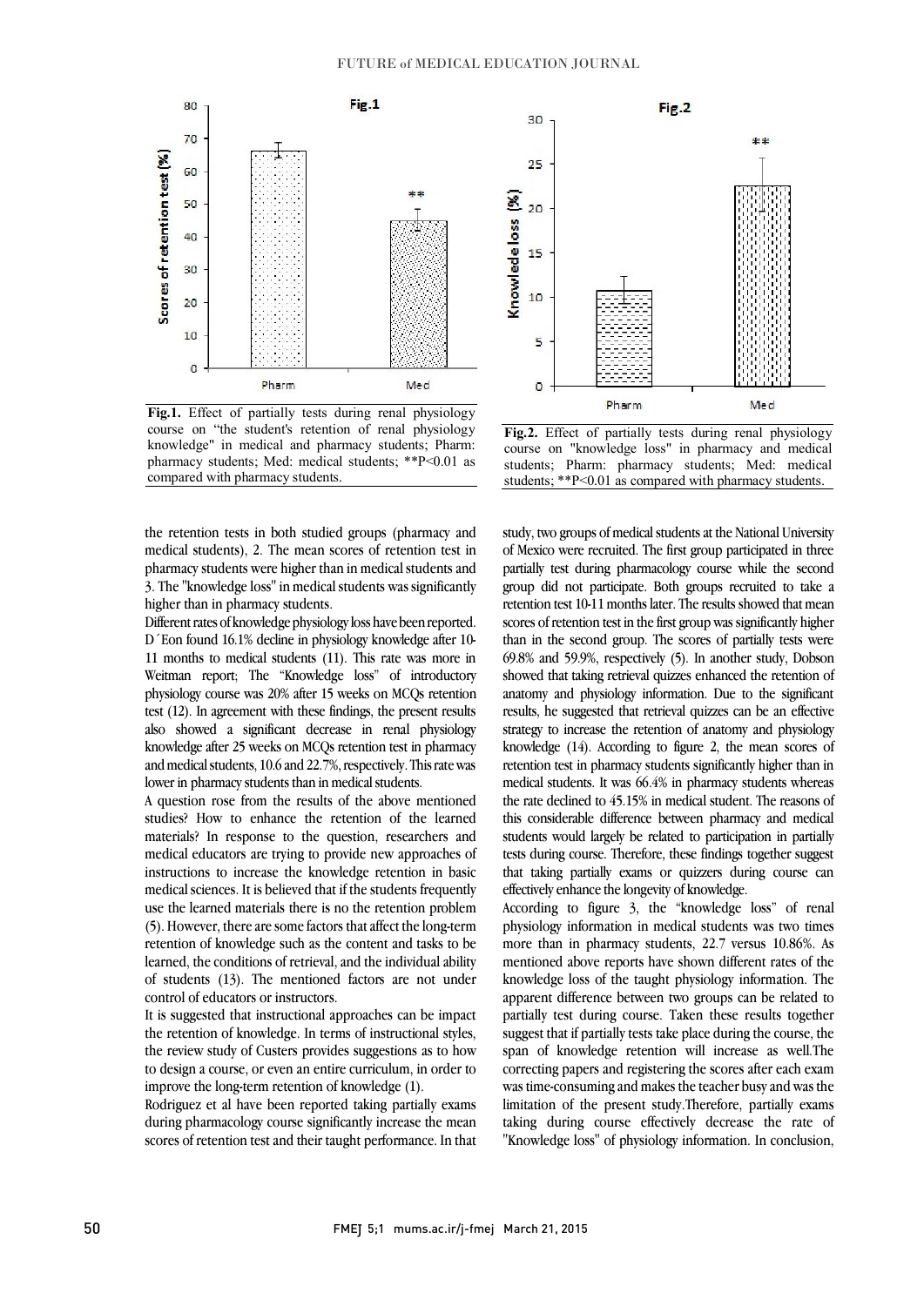Fig.1. Effect of partially tests during renal physiology course on "the student's retention of renal physiology knowledge" in medical and pharmacy students; Pharm: pharmacy students; Med: medical students; **P<0.01 as compared with pharmacy students.

Fig.2. Effect of partially tests during renal physiology course on "knowledge loss" in pharmacy and medical students; Pharm: pharmacy students; Med: medical students; **P<0.01 as compared with pharmacy students.

the retention tests in both studied groups (pharmacy and medical students), 2. The mean scores of retention test in pharmacy students were higher than in medical students and 3. The "knowledge loss" in medical students was significantly higher than in pharmacy students.

Different rates of knowledge physiology loss have been reported. D´Eon found 16.1% decline in physiology knowledge after 10-11 months to medical students (11). This rate was more in Weitman report; The "Knowledge loss" of introductory physiology course was 20% after 15 weeks on MCQs retention test (12). In agreement with these findings, the present results also showed a significant decrease in renal physiology knowledge after 25 weeks on MCQs retention test in pharmacy and medical students, 10.6 and 22.7%, respectively. This rate was lower in pharmacy students than in medical students.

A question rose from the results of the above mentioned studies? How to enhance the retention of the learned materials? In response to the question, researchers and medical educators are trying to provide new approaches of instructions to increase the knowledge retention in basic medical sciences. It is believed that if the students frequently use the learned materials there is no the retention problem (5). However, there are some factors that affect the long-term retention of knowledge such as the content and tasks to be learned, the conditions of retrieval, and the individual ability of students (13). The mentioned factors are not under control of educators or instructors.

It is suggested that instructional approaches can be impact the retention of knowledge. In terms of instructional styles, the review study of Custers provides suggestions as to how to design a course, or even an entire curriculum, in order to improve the long-term retention of knowledge (1).

Rodriguez et al have been reported taking partially exams during pharmacology course significantly increase the mean scores of retention test and their taught performance. In that study, two groups of medical students at the National University of Mexico were recruited. The first group participated in three partially test during pharmacology course while the second group did not participate. Both groups recruited to take a retention test 10-11 months later. The results showed that mean scores of retention test in the first group was significantly higher than in the second group. The scores of partially tests were 69.8% and 59.9%, respectively (5). In another study, Dobson showed that taking retrieval quizzes enhanced the retention of anatomy and physiology information. Due to the significant results, he suggested that retrieval quizzes can be an effective strategy to increase the retention of anatomy and physiology knowledge (14). According to figure 2, the mean scores of retention test in pharmacy students significantly higher than in medical students. It was 66.4% in pharmacy students whereas the rate declined to 45.15% in medical student. The reasons of this considerable difference between pharmacy and medical students would largely be related to participation in partially tests during course. Therefore, these findings together suggest that taking partially exams or quizzers during course can effectively enhance the longevity of knowledge.

According to figure 3, the "knowledge loss" of renal physiology information in medical students was two times more than in pharmacy students, 22.7 versus 10.86%. As mentioned above reports have shown different rates of the knowledge loss of the taught physiology information. The apparent difference between two groups can be related to partially test during course. Taken these results together suggest that if partially tests take place during the course, the span of knowledge retention will increase as well.The correcting papers and registering the scores after each exam was time-consuming and makes the teacher busy and was the limitation of the present study.Therefore, partially exams taking during course effectively decrease the rate of "Knowledge loss" of physiology information. In conclusion,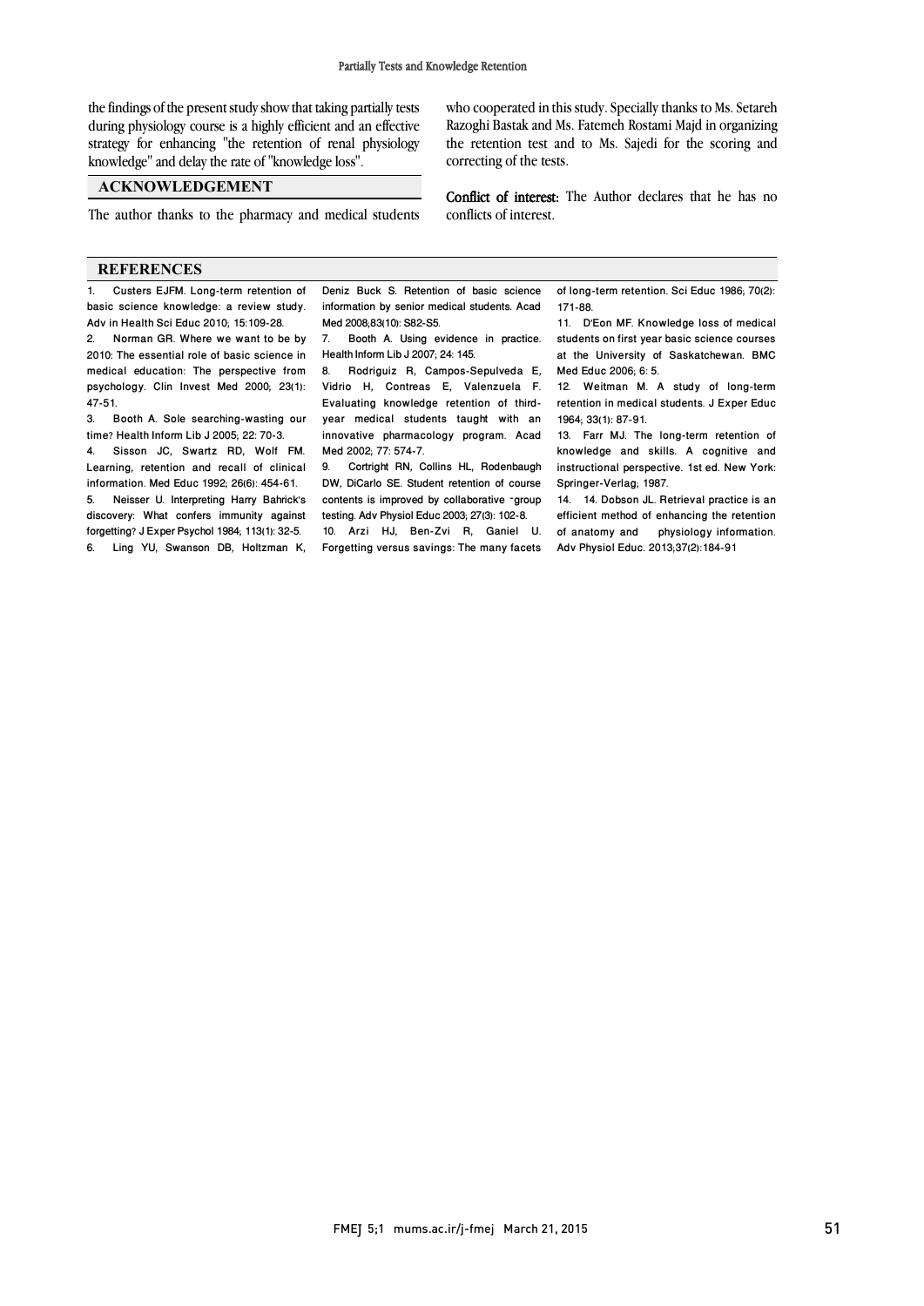the findings of the present study show that taking partially tests during physiology course is a highly efficient and an effective strategy for enhancing "the retention of renal physiology knowledge" and delay the rate of "knowledge loss".

## ACKNOWLEDGEMENT

The author thanks to the pharmacy and medical students who cooperated in this study. Specially thanks to Ms. Setareh Razoghi Bastak and Ms. Fatemeh Rostami Majd in organizing the retention test and to Ms. Sajedi for the scoring and correcting of the tests.

**Conflict of interest:** The Author declares that he has no conflicts of interest.

## REFERENCES

1. Custers EJFM. Long-term retention of basic science knowledge: a review study. Adv in Health Sci Educ 2010; 15:109-28.
2. Norman GR. Where we want to be by 2010: The essential role of basic science in medical education: The perspective from psychology. Clin Invest Med 2000; 23(1): 47-51.
3. Booth A. Sole searching-wasting our time? Health Inform Lib J 2005; 22: 70-3.
4. Sisson JC, Swartz RD, Wolf FM. Learning, retention and recall of clinical information. Med Educ 1992; 26(6): 454-61.
5. Neisser U. Interpreting Harry Bahrick's discovery: What confers immunity against forgetting? J Exper Psychol 1984; 113(1): 32-5.
6. Ling YU, Swanson DB, Holtzman K, Deniz Buck S. Retention of basic science information by senior medical students. Acad Med 2008;83(10): S82-S5.
7. Booth A. Using evidence in practice. Health Inform Lib J 2007; 24: 145.
8. Rodriguiz R, Campos-Sepulveda E, Vidrio H, Contreas E, Valenzuela F. Evaluating knowledge retention of third-year medical students taught with an innovative pharmacology program. Acad Med 2002; 77: 574-7.
9. Cortright RN, Collins HL, Rodenbaugh DW, DiCarlo SE. Student retention of course contents is improved by collaborative -group testing. Adv Physiol Educ 2003; 27(3): 102-8.
10. Arzi HJ, Ben-Zvi R, Ganiel U. Forgetting versus savings: The many facets of long-term retention. Sci Educ 1986; 70(2): 171-88.
11. D'Eon MF. Knowledge loss of medical students on first year basic science courses at the University of Saskatchewan. BMC Med Educ 2006; 6: 5.
12. Weitman M. A study of long-term retention in medical students. J Exper Educ 1964; 33(1): 87-91.
13. Farr MJ. The long-term retention of knowledge and skills. A cognitive and instructional perspective. 1st ed. New York: Springer-Verlag; 1987.
14. 14. Dobson JL. Retrieval practice is an efficient method of enhancing the retention of anatomy and physiology information. Adv Physiol Educ. 2013;37(2):184-91